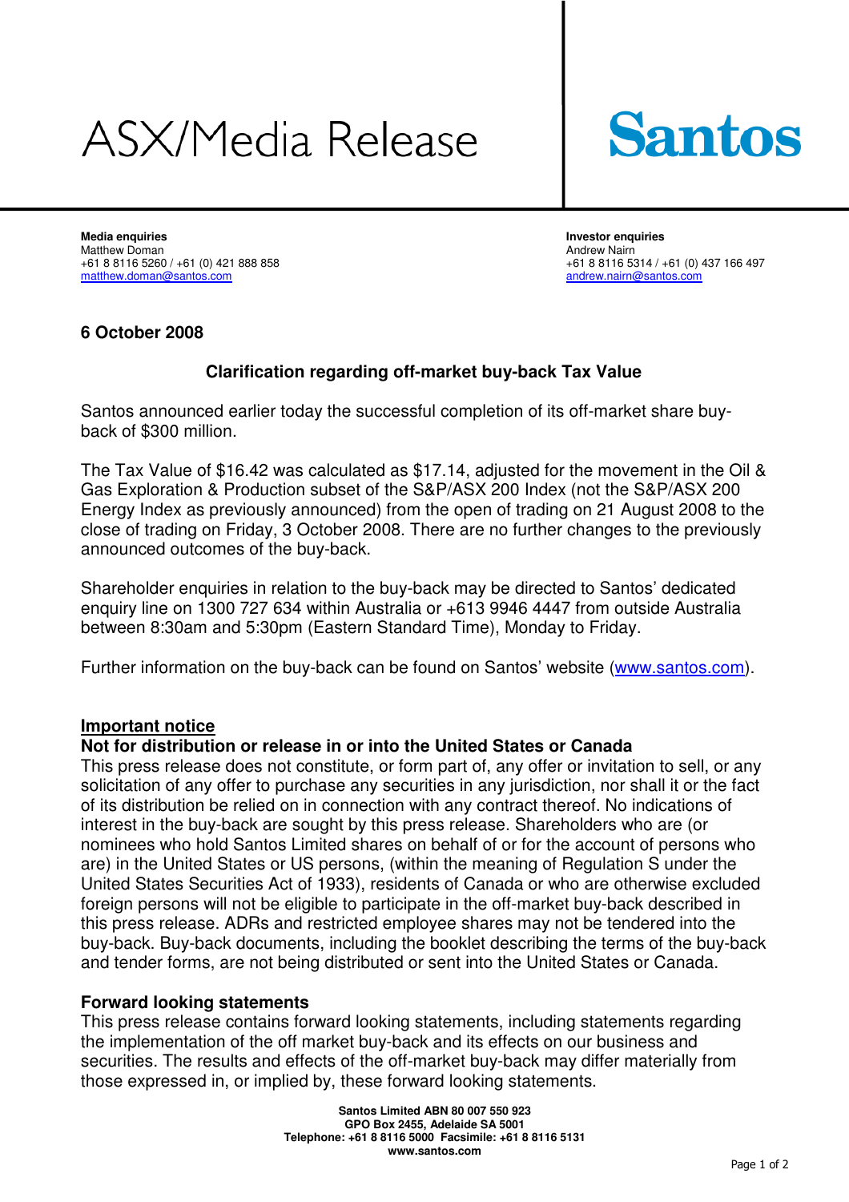# ASX/Media Release

**Santos**

**Media enquiries**
Matthew Doman
+61 8 8116 5260 / +61 (0) 421 888 858
matthew.doman@santos.com

**Investor enquiries**
Andrew Nairn
+61 8 8116 5314 / +61 (0) 437 166 497
andrew.nairn@santos.com

**6 October 2008**

## Clarification regarding off-market buy-back Tax Value

Santos announced earlier today the successful completion of its off-market share buy-back of $300 million.

The Tax Value of $16.42 was calculated as $17.14, adjusted for the movement in the Oil & Gas Exploration & Production subset of the S&P/ASX 200 Index (not the S&P/ASX 200 Energy Index as previously announced) from the open of trading on 21 August 2008 to the close of trading on Friday, 3 October 2008. There are no further changes to the previously announced outcomes of the buy-back.

Shareholder enquiries in relation to the buy-back may be directed to Santos' dedicated enquiry line on 1300 727 634 within Australia or +613 9946 4447 from outside Australia between 8:30am and 5:30pm (Eastern Standard Time), Monday to Friday.

Further information on the buy-back can be found on Santos' website (www.santos.com).

### Important notice

**Not for distribution or release in or into the United States or Canada**

This press release does not constitute, or form part of, any offer or invitation to sell, or any solicitation of any offer to purchase any securities in any jurisdiction, nor shall it or the fact of its distribution be relied on in connection with any contract thereof. No indications of interest in the buy-back are sought by this press release. Shareholders who are (or nominees who hold Santos Limited shares on behalf of or for the account of persons who are) in the United States or US persons, (within the meaning of Regulation S under the United States Securities Act of 1933), residents of Canada or who are otherwise excluded foreign persons will not be eligible to participate in the off-market buy-back described in this press release. ADRs and restricted employee shares may not be tendered into the buy-back. Buy-back documents, including the booklet describing the terms of the buy-back and tender forms, are not being distributed or sent into the United States or Canada.

### Forward looking statements

This press release contains forward looking statements, including statements regarding the implementation of the off market buy-back and its effects on our business and securities. The results and effects of the off-market buy-back may differ materially from those expressed in, or implied by, these forward looking statements.

**Santos Limited ABN 80 007 550 923**
**GPO Box 2455, Adelaide SA 5001**
**Telephone: +61 8 8116 5000 Facsimile: +61 8 8116 5131**
**www.santos.com**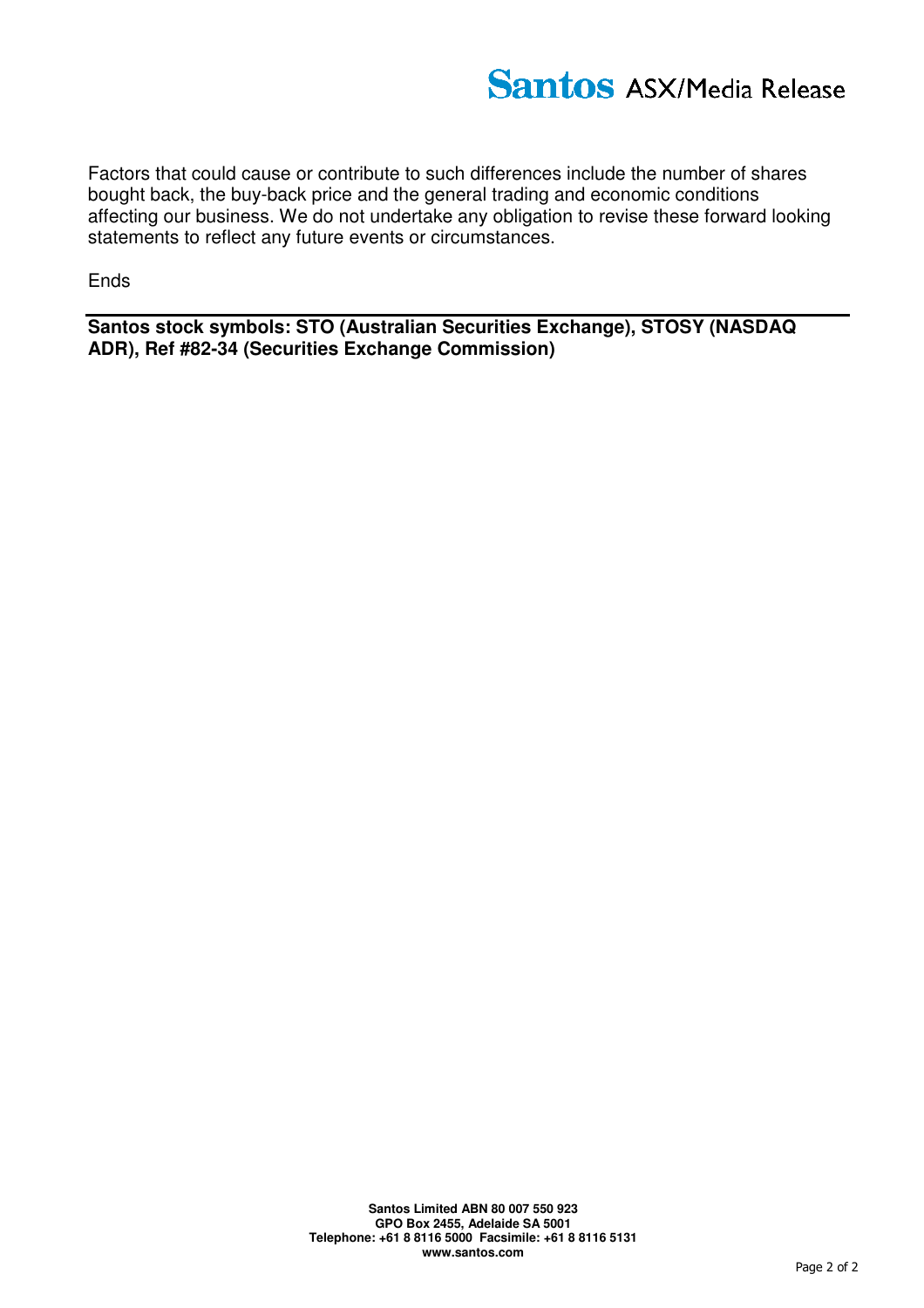Factors that could cause or contribute to such differences include the number of shares bought back, the buy-back price and the general trading and economic conditions affecting our business. We do not undertake any obligation to revise these forward looking statements to reflect any future events or circumstances.

Ends

---

**Santos stock symbols: STO (Australian Securities Exchange), STOSY (NASDAQ ADR), Ref #82-34 (Securities Exchange Commission)**

**Santos Limited ABN 80 007 550 923**
**GPO Box 2455, Adelaide SA 5001**
**Telephone: +61 8 8116 5000 Facsimile: +61 8 8116 5131**
**www.santos.com**